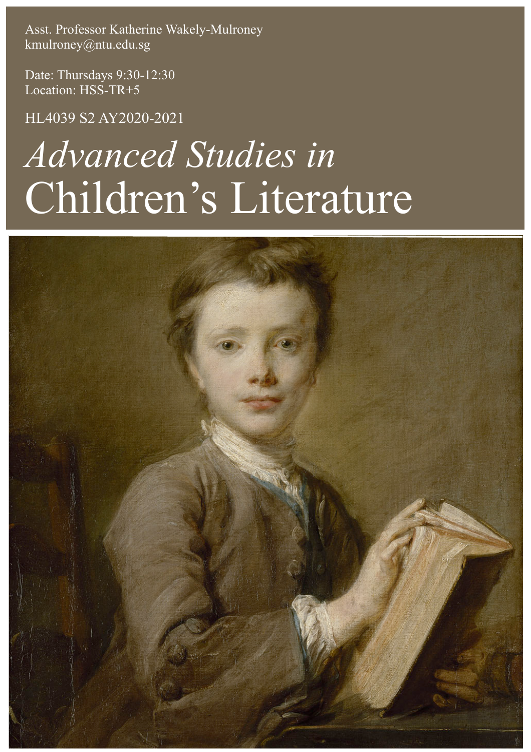Asst. Professor Katherine Wakely-Mulroney
kmulroney@ntu.edu.sg

Date: Thursdays 9:30-12:30
Location: HSS-TR+5

HL4039 S2 AY2020-2021

# *Advanced Studies in* Children's Literature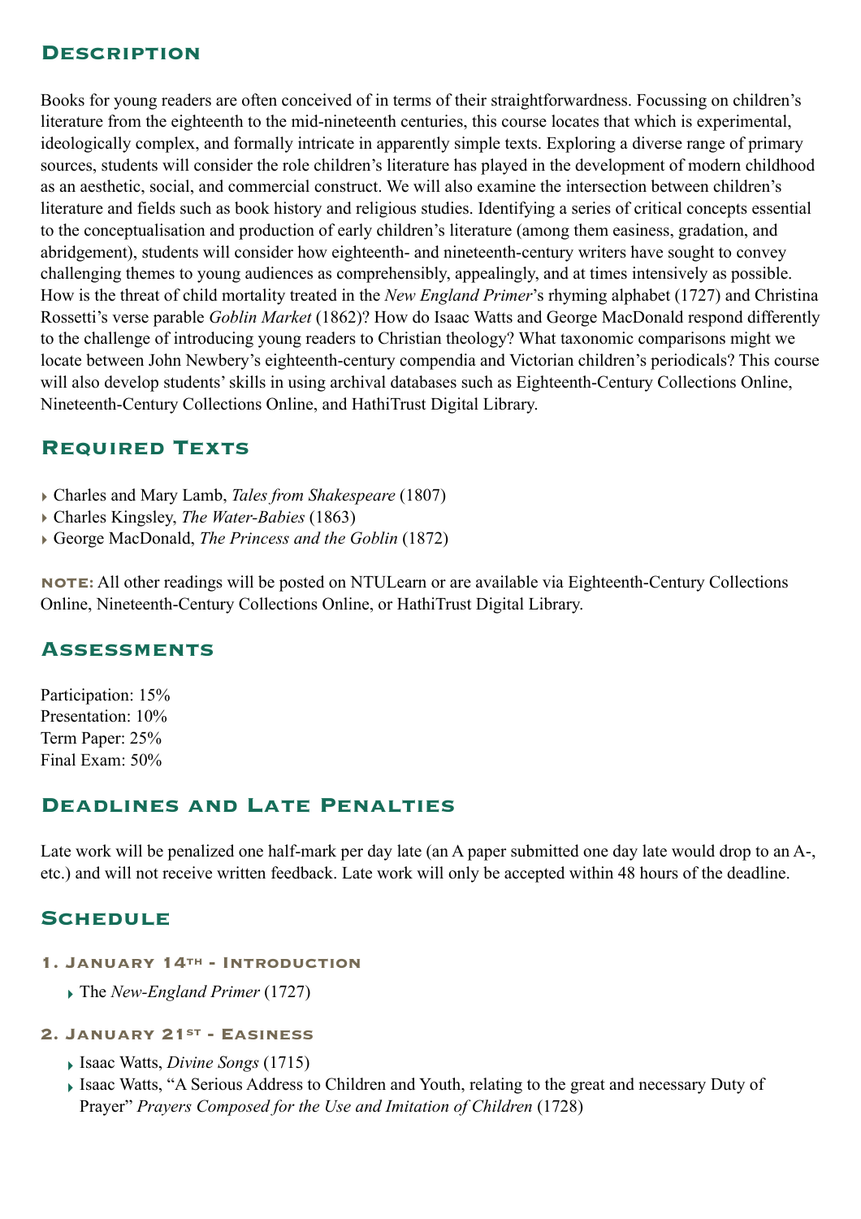## Description

Books for young readers are often conceived of in terms of their straightforwardness. Focussing on children's literature from the eighteenth to the mid-nineteenth centuries, this course locates that which is experimental, ideologically complex, and formally intricate in apparently simple texts. Exploring a diverse range of primary sources, students will consider the role children's literature has played in the development of modern childhood as an aesthetic, social, and commercial construct. We will also examine the intersection between children's literature and fields such as book history and religious studies. Identifying a series of critical concepts essential to the conceptualisation and production of early children's literature (among them easiness, gradation, and abridgement), students will consider how eighteenth- and nineteenth-century writers have sought to convey challenging themes to young audiences as comprehensibly, appealingly, and at times intensively as possible. How is the threat of child mortality treated in the *New England Primer*'s rhyming alphabet (1727) and Christina Rossetti's verse parable *Goblin Market* (1862)? How do Isaac Watts and George MacDonald respond differently to the challenge of introducing young readers to Christian theology? What taxonomic comparisons might we locate between John Newbery's eighteenth-century compendia and Victorian children's periodicals? This course will also develop students' skills in using archival databases such as Eighteenth-Century Collections Online, Nineteenth-Century Collections Online, and HathiTrust Digital Library.

## Required Texts

- Charles and Mary Lamb, *Tales from Shakespeare* (1807)
- Charles Kingsley, *The Water-Babies* (1863)
- George MacDonald, *The Princess and the Goblin* (1872)

**NOTE:** All other readings will be posted on NTULearn or are available via Eighteenth-Century Collections Online, Nineteenth-Century Collections Online, or HathiTrust Digital Library.

## Assessments

Participation: 15%
Presentation: 10%
Term Paper: 25%
Final Exam: 50%

## Deadlines and Late Penalties

Late work will be penalized one half-mark per day late (an A paper submitted one day late would drop to an A-, etc.) and will not receive written feedback. Late work will only be accepted within 48 hours of the deadline.

## Schedule

### 1. January 14th - Introduction

- The *New-England Primer* (1727)

### 2. January 21st - Easiness

- Isaac Watts, *Divine Songs* (1715)
- Isaac Watts, "A Serious Address to Children and Youth, relating to the great and necessary Duty of Prayer" *Prayers Composed for the Use and Imitation of Children* (1728)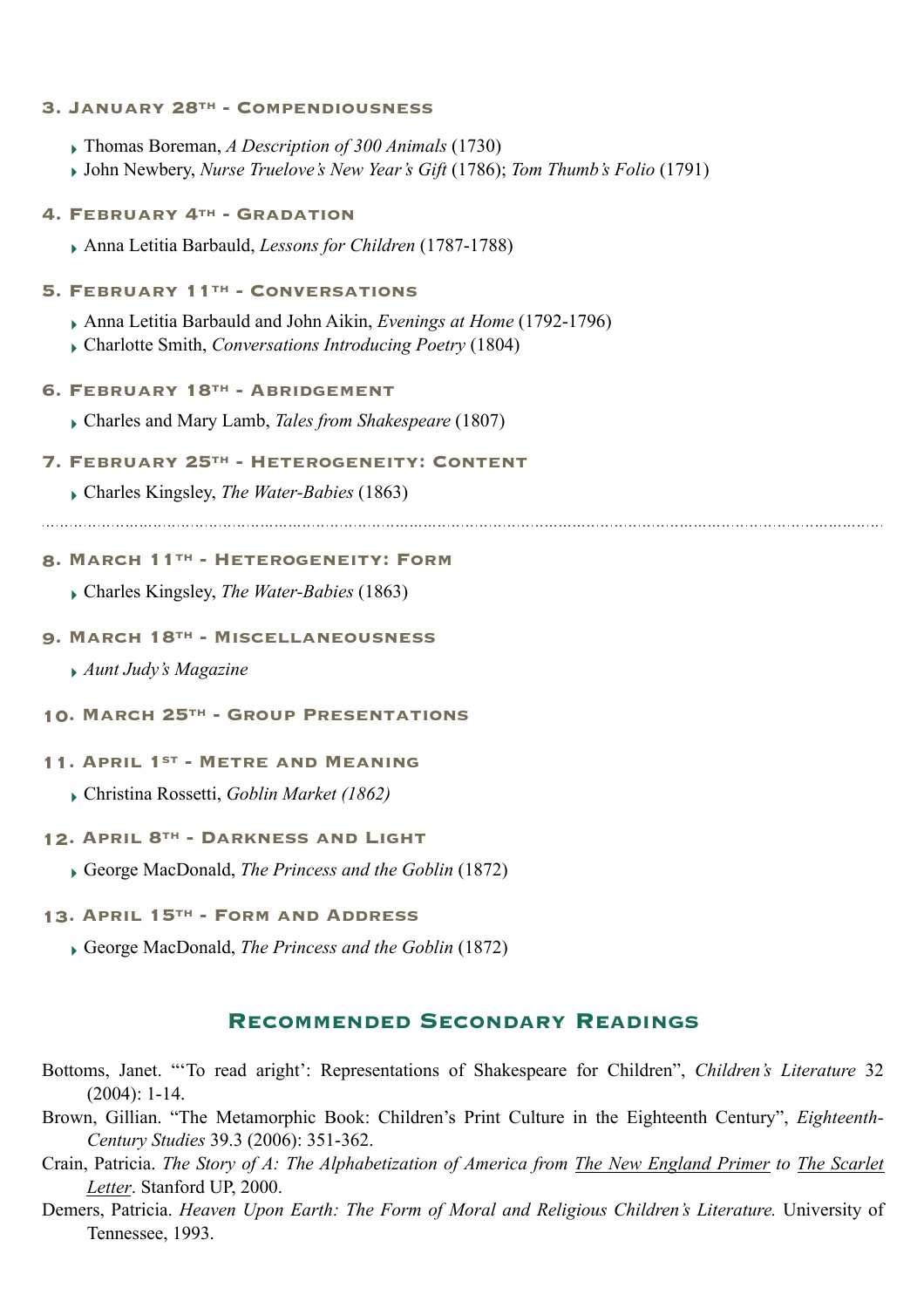### 3. January 28th - Compendiousness

- Thomas Boreman, *A Description of 300 Animals* (1730)
- John Newbery, *Nurse Truelove's New Year's Gift* (1786); *Tom Thumb's Folio* (1791)

### 4. February 4th - Gradation

- Anna Letitia Barbauld, *Lessons for Children* (1787-1788)

### 5. February 11th - Conversations

- Anna Letitia Barbauld and John Aikin, *Evenings at Home* (1792-1796)
- Charlotte Smith, *Conversations Introducing Poetry* (1804)

### 6. February 18th - Abridgement

- Charles and Mary Lamb, *Tales from Shakespeare* (1807)

### 7. February 25th - Heterogeneity: Content

- Charles Kingsley, *The Water-Babies* (1863)

---

### 8. March 11th - Heterogeneity: Form

- Charles Kingsley, *The Water-Babies* (1863)

### 9. March 18th - Miscellaneousness

- *Aunt Judy's Magazine*

### 10. March 25th - Group Presentations

### 11. April 1st - Metre and Meaning

- Christina Rossetti, *Goblin Market (1862)*

### 12. April 8th - Darkness and Light

- George MacDonald, *The Princess and the Goblin* (1872)

### 13. April 15th - Form and Address

- George MacDonald, *The Princess and the Goblin* (1872)

## Recommended Secondary Readings

Bottoms, Janet. "'To read aright': Representations of Shakespeare for Children", *Children's Literature* 32 (2004): 1-14.

Brown, Gillian. "The Metamorphic Book: Children's Print Culture in the Eighteenth Century", *Eighteenth-Century Studies* 39.3 (2006): 351-362.

Crain, Patricia. *The Story of A: The Alphabetization of America from The New England Primer to The Scarlet Letter*. Stanford UP, 2000.

Demers, Patricia. *Heaven Upon Earth: The Form of Moral and Religious Children's Literature.* University of Tennessee, 1993.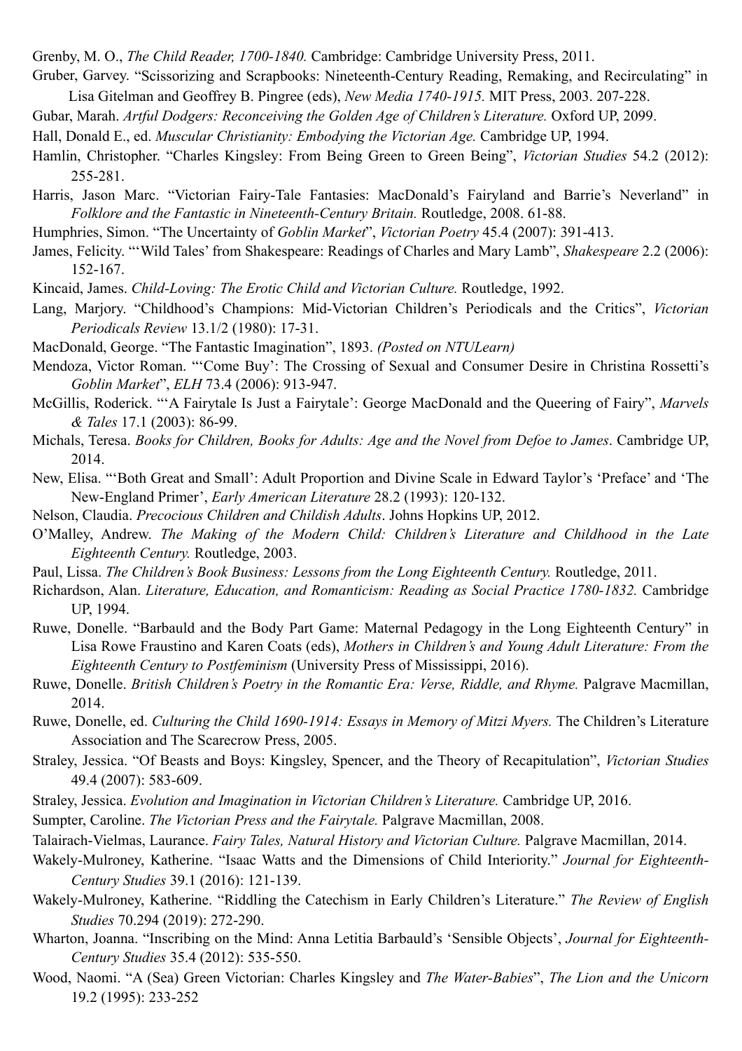Grenby, M. O., *The Child Reader, 1700-1840.* Cambridge: Cambridge University Press, 2011.

Gruber, Garvey. "Scissorizing and Scrapbooks: Nineteenth-Century Reading, Remaking, and Recirculating" in Lisa Gitelman and Geoffrey B. Pingree (eds), *New Media 1740-1915.* MIT Press, 2003. 207-228.

Gubar, Marah. *Artful Dodgers: Reconceiving the Golden Age of Children's Literature.* Oxford UP, 2099.

Hall, Donald E., ed. *Muscular Christianity: Embodying the Victorian Age.* Cambridge UP, 1994.

Hamlin, Christopher. "Charles Kingsley: From Being Green to Green Being", *Victorian Studies* 54.2 (2012): 255-281.

Harris, Jason Marc. "Victorian Fairy-Tale Fantasies: MacDonald's Fairyland and Barrie's Neverland" in *Folklore and the Fantastic in Nineteenth-Century Britain.* Routledge, 2008. 61-88.

Humphries, Simon. "The Uncertainty of *Goblin Market*", *Victorian Poetry* 45.4 (2007): 391-413.

James, Felicity. "'Wild Tales' from Shakespeare: Readings of Charles and Mary Lamb", *Shakespeare* 2.2 (2006): 152-167.

Kincaid, James. *Child-Loving: The Erotic Child and Victorian Culture.* Routledge, 1992.

Lang, Marjory. "Childhood's Champions: Mid-Victorian Children's Periodicals and the Critics", *Victorian Periodicals Review* 13.1/2 (1980): 17-31.

MacDonald, George. "The Fantastic Imagination", 1893. *(Posted on NTULearn)*

Mendoza, Victor Roman. "'Come Buy': The Crossing of Sexual and Consumer Desire in Christina Rossetti's *Goblin Market*", *ELH* 73.4 (2006): 913-947.

McGillis, Roderick. "'A Fairytale Is Just a Fairytale': George MacDonald and the Queering of Fairy", *Marvels & Tales* 17.1 (2003): 86-99.

Michals, Teresa. *Books for Children, Books for Adults: Age and the Novel from Defoe to James*. Cambridge UP, 2014.

New, Elisa. "'Both Great and Small': Adult Proportion and Divine Scale in Edward Taylor's 'Preface' and 'The New-England Primer'", *Early American Literature* 28.2 (1993): 120-132.

Nelson, Claudia. *Precocious Children and Childish Adults*. Johns Hopkins UP, 2012.

O'Malley, Andrew. *The Making of the Modern Child: Children's Literature and Childhood in the Late Eighteenth Century.* Routledge, 2003.

Paul, Lissa. *The Children's Book Business: Lessons from the Long Eighteenth Century.* Routledge, 2011.

Richardson, Alan. *Literature, Education, and Romanticism: Reading as Social Practice 1780-1832.* Cambridge UP, 1994.

Ruwe, Donelle. "Barbauld and the Body Part Game: Maternal Pedagogy in the Long Eighteenth Century" in Lisa Rowe Fraustino and Karen Coats (eds), *Mothers in Children's and Young Adult Literature: From the Eighteenth Century to Postfeminism* (University Press of Mississippi, 2016).

Ruwe, Donelle. *British Children's Poetry in the Romantic Era: Verse, Riddle, and Rhyme.* Palgrave Macmillan, 2014.

Ruwe, Donelle, ed. *Culturing the Child 1690-1914: Essays in Memory of Mitzi Myers.* The Children's Literature Association and The Scarecrow Press, 2005.

Straley, Jessica. "Of Beasts and Boys: Kingsley, Spencer, and the Theory of Recapitulation", *Victorian Studies* 49.4 (2007): 583-609.

Straley, Jessica. *Evolution and Imagination in Victorian Children's Literature.* Cambridge UP, 2016.

Sumpter, Caroline. *The Victorian Press and the Fairytale.* Palgrave Macmillan, 2008.

Talairach-Vielmas, Laurance. *Fairy Tales, Natural History and Victorian Culture.* Palgrave Macmillan, 2014.

Wakely-Mulroney, Katherine. "Isaac Watts and the Dimensions of Child Interiority." *Journal for Eighteenth-Century Studies* 39.1 (2016): 121-139.

Wakely-Mulroney, Katherine. "Riddling the Catechism in Early Children's Literature." *The Review of English Studies* 70.294 (2019): 272-290.

Wharton, Joanna. "Inscribing on the Mind: Anna Letitia Barbauld's 'Sensible Objects', *Journal for Eighteenth-Century Studies* 35.4 (2012): 535-550.

Wood, Naomi. "A (Sea) Green Victorian: Charles Kingsley and *The Water-Babies*", *The Lion and the Unicorn* 19.2 (1995): 233-252